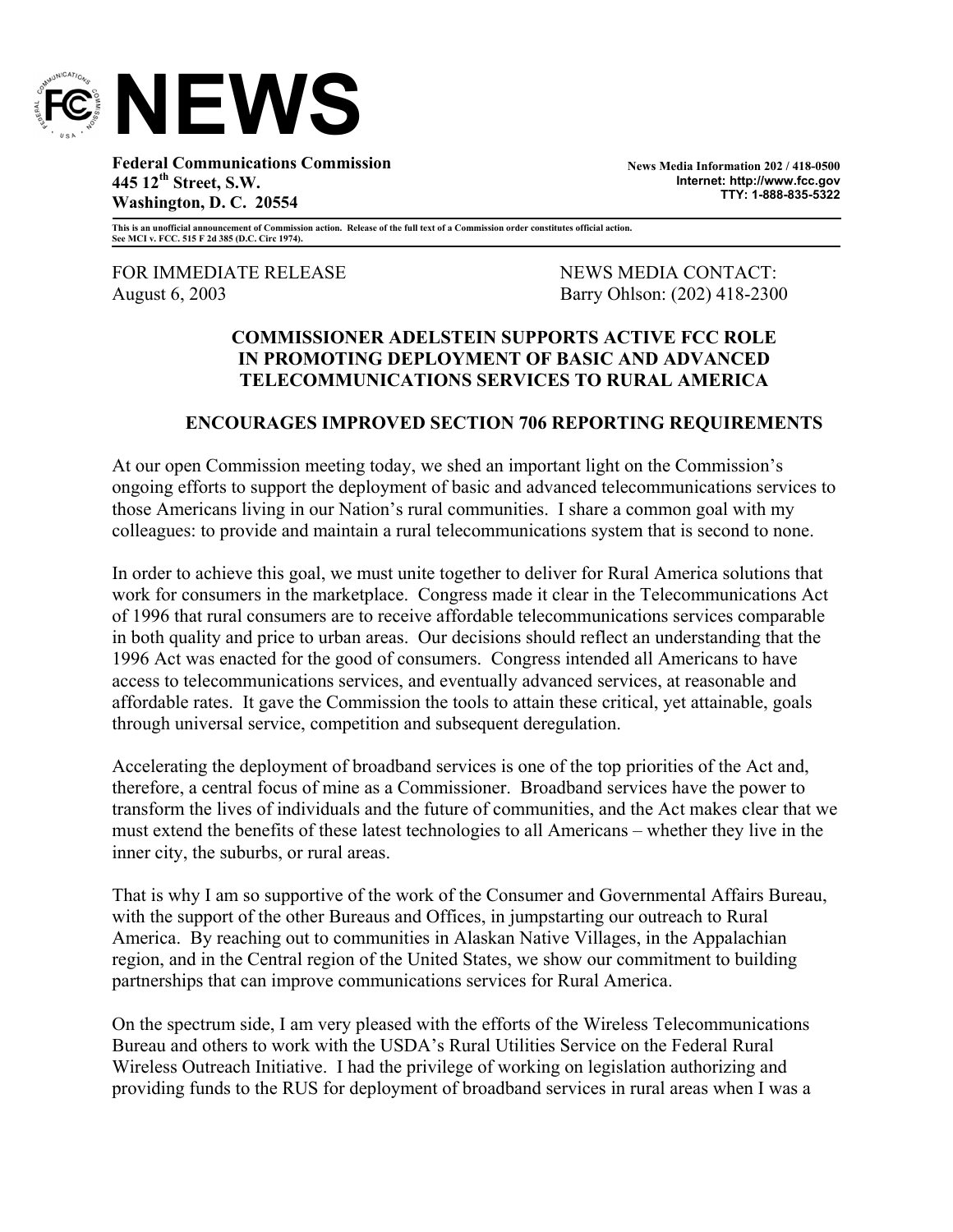# NEWS

**Federal Communications Commission**
**445 12th Street, S.W.**
**Washington, D. C. 20554**

**News Media Information 202 / 418-0500**
**Internet: http://www.fcc.gov**
**TTY: 1-888-835-5322**

**This is an unofficial announcement of Commission action. Release of the full text of a Commission order constitutes official action. See MCI v. FCC. 515 F 2d 385 (D.C. Circ 1974).**

FOR IMMEDIATE RELEASE
August 6, 2003

NEWS MEDIA CONTACT:
Barry Ohlson: (202) 418-2300

## COMMISSIONER ADELSTEIN SUPPORTS ACTIVE FCC ROLE IN PROMOTING DEPLOYMENT OF BASIC AND ADVANCED TELECOMMUNICATIONS SERVICES TO RURAL AMERICA

### ENCOURAGES IMPROVED SECTION 706 REPORTING REQUIREMENTS

At our open Commission meeting today, we shed an important light on the Commission's ongoing efforts to support the deployment of basic and advanced telecommunications services to those Americans living in our Nation's rural communities. I share a common goal with my colleagues: to provide and maintain a rural telecommunications system that is second to none.

In order to achieve this goal, we must unite together to deliver for Rural America solutions that work for consumers in the marketplace. Congress made it clear in the Telecommunications Act of 1996 that rural consumers are to receive affordable telecommunications services comparable in both quality and price to urban areas. Our decisions should reflect an understanding that the 1996 Act was enacted for the good of consumers. Congress intended all Americans to have access to telecommunications services, and eventually advanced services, at reasonable and affordable rates. It gave the Commission the tools to attain these critical, yet attainable, goals through universal service, competition and subsequent deregulation.

Accelerating the deployment of broadband services is one of the top priorities of the Act and, therefore, a central focus of mine as a Commissioner. Broadband services have the power to transform the lives of individuals and the future of communities, and the Act makes clear that we must extend the benefits of these latest technologies to all Americans – whether they live in the inner city, the suburbs, or rural areas.

That is why I am so supportive of the work of the Consumer and Governmental Affairs Bureau, with the support of the other Bureaus and Offices, in jumpstarting our outreach to Rural America. By reaching out to communities in Alaskan Native Villages, in the Appalachian region, and in the Central region of the United States, we show our commitment to building partnerships that can improve communications services for Rural America.

On the spectrum side, I am very pleased with the efforts of the Wireless Telecommunications Bureau and others to work with the USDA's Rural Utilities Service on the Federal Rural Wireless Outreach Initiative. I had the privilege of working on legislation authorizing and providing funds to the RUS for deployment of broadband services in rural areas when I was a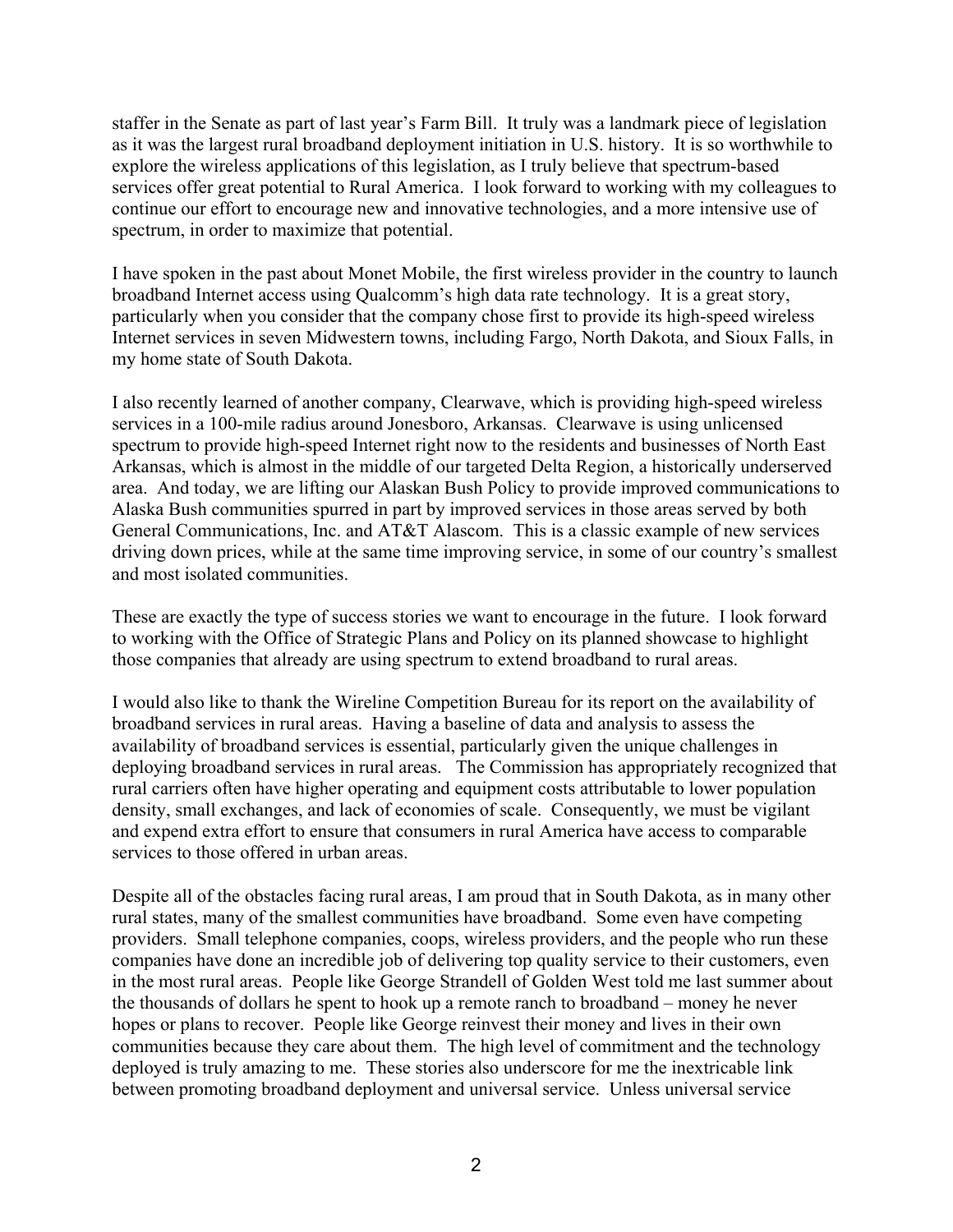staffer in the Senate as part of last year's Farm Bill. It truly was a landmark piece of legislation as it was the largest rural broadband deployment initiation in U.S. history. It is so worthwhile to explore the wireless applications of this legislation, as I truly believe that spectrum-based services offer great potential to Rural America. I look forward to working with my colleagues to continue our effort to encourage new and innovative technologies, and a more intensive use of spectrum, in order to maximize that potential.

I have spoken in the past about Monet Mobile, the first wireless provider in the country to launch broadband Internet access using Qualcomm's high data rate technology. It is a great story, particularly when you consider that the company chose first to provide its high-speed wireless Internet services in seven Midwestern towns, including Fargo, North Dakota, and Sioux Falls, in my home state of South Dakota.

I also recently learned of another company, Clearwave, which is providing high-speed wireless services in a 100-mile radius around Jonesboro, Arkansas. Clearwave is using unlicensed spectrum to provide high-speed Internet right now to the residents and businesses of North East Arkansas, which is almost in the middle of our targeted Delta Region, a historically underserved area. And today, we are lifting our Alaskan Bush Policy to provide improved communications to Alaska Bush communities spurred in part by improved services in those areas served by both General Communications, Inc. and AT&T Alascom. This is a classic example of new services driving down prices, while at the same time improving service, in some of our country's smallest and most isolated communities.

These are exactly the type of success stories we want to encourage in the future. I look forward to working with the Office of Strategic Plans and Policy on its planned showcase to highlight those companies that already are using spectrum to extend broadband to rural areas.

I would also like to thank the Wireline Competition Bureau for its report on the availability of broadband services in rural areas. Having a baseline of data and analysis to assess the availability of broadband services is essential, particularly given the unique challenges in deploying broadband services in rural areas. The Commission has appropriately recognized that rural carriers often have higher operating and equipment costs attributable to lower population density, small exchanges, and lack of economies of scale. Consequently, we must be vigilant and expend extra effort to ensure that consumers in rural America have access to comparable services to those offered in urban areas.

Despite all of the obstacles facing rural areas, I am proud that in South Dakota, as in many other rural states, many of the smallest communities have broadband. Some even have competing providers. Small telephone companies, coops, wireless providers, and the people who run these companies have done an incredible job of delivering top quality service to their customers, even in the most rural areas. People like George Strandell of Golden West told me last summer about the thousands of dollars he spent to hook up a remote ranch to broadband – money he never hopes or plans to recover. People like George reinvest their money and lives in their own communities because they care about them. The high level of commitment and the technology deployed is truly amazing to me. These stories also underscore for me the inextricable link between promoting broadband deployment and universal service. Unless universal service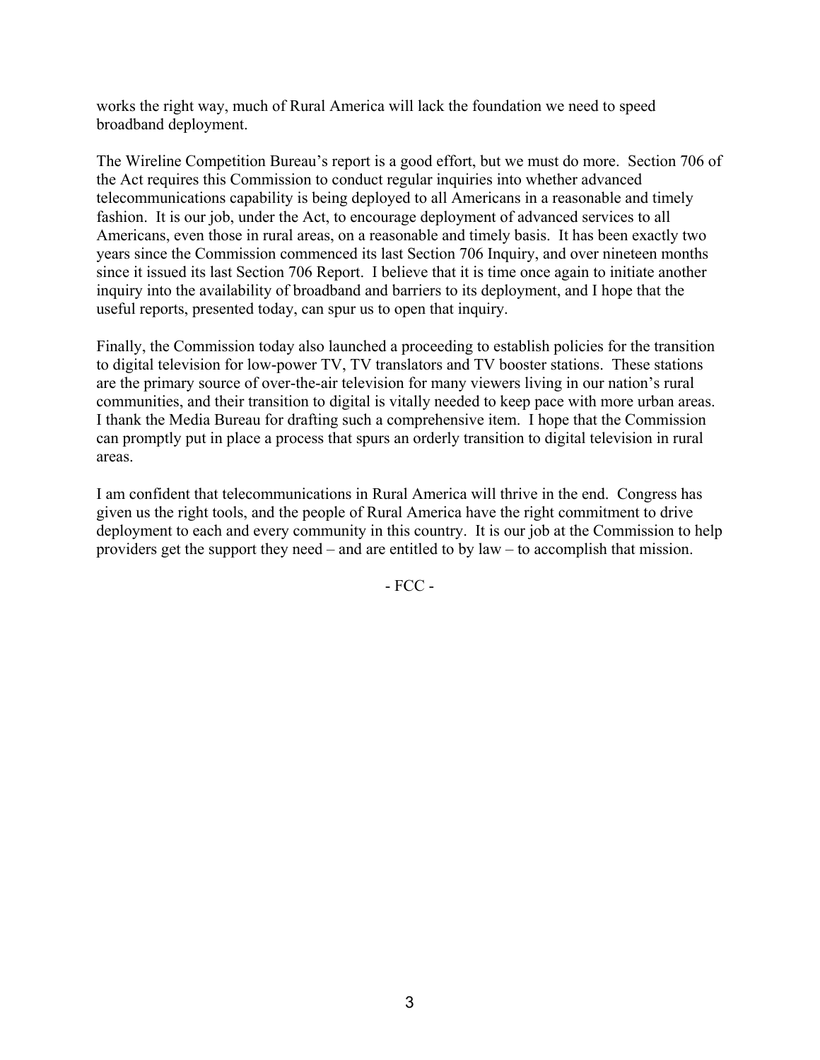works the right way, much of Rural America will lack the foundation we need to speed broadband deployment.

The Wireline Competition Bureau's report is a good effort, but we must do more. Section 706 of the Act requires this Commission to conduct regular inquiries into whether advanced telecommunications capability is being deployed to all Americans in a reasonable and timely fashion. It is our job, under the Act, to encourage deployment of advanced services to all Americans, even those in rural areas, on a reasonable and timely basis. It has been exactly two years since the Commission commenced its last Section 706 Inquiry, and over nineteen months since it issued its last Section 706 Report. I believe that it is time once again to initiate another inquiry into the availability of broadband and barriers to its deployment, and I hope that the useful reports, presented today, can spur us to open that inquiry.

Finally, the Commission today also launched a proceeding to establish policies for the transition to digital television for low-power TV, TV translators and TV booster stations. These stations are the primary source of over-the-air television for many viewers living in our nation's rural communities, and their transition to digital is vitally needed to keep pace with more urban areas. I thank the Media Bureau for drafting such a comprehensive item. I hope that the Commission can promptly put in place a process that spurs an orderly transition to digital television in rural areas.

I am confident that telecommunications in Rural America will thrive in the end. Congress has given us the right tools, and the people of Rural America have the right commitment to drive deployment to each and every community in this country. It is our job at the Commission to help providers get the support they need – and are entitled to by law – to accomplish that mission.

- FCC -